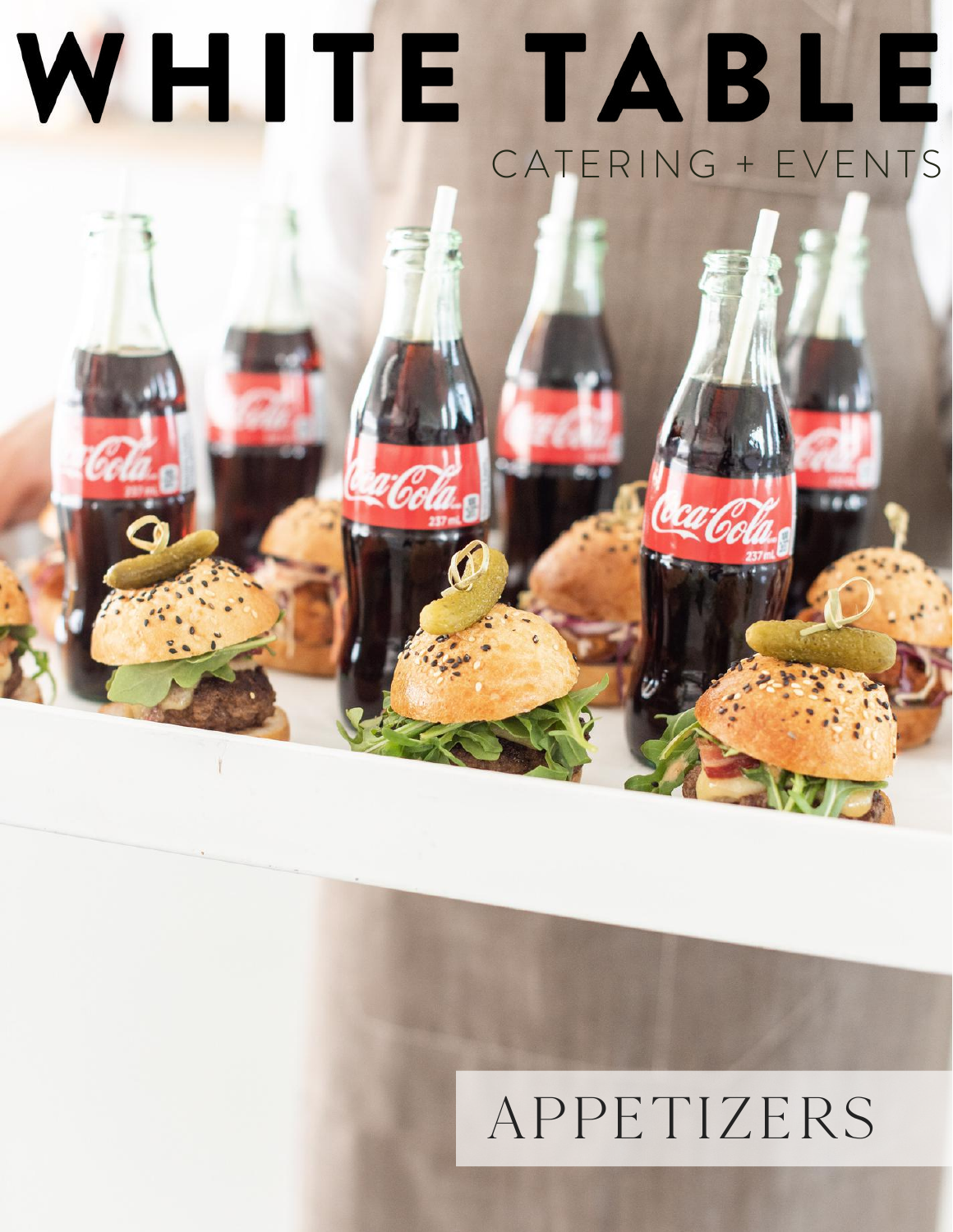# WHITE TABLE

CATERING + EVENTS

## APPETIZERS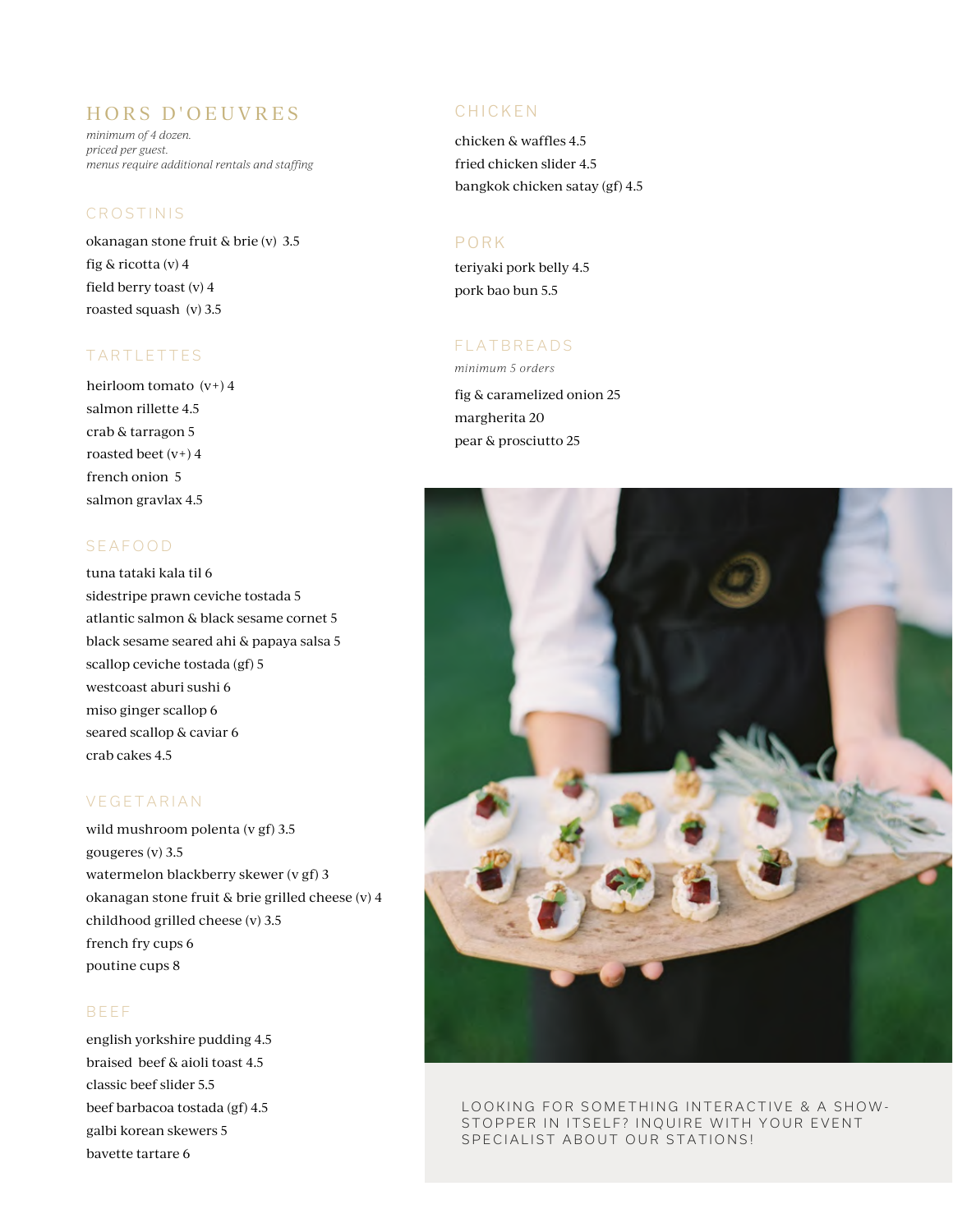# HORS D'OEUVRES

*minimum of 4 dozen.*
*priced per guest.*
*menus require additional rentals and staffing*

## CROSTINIS

okanagan stone fruit & brie (v) 3.5
fig & ricotta (v) 4
field berry toast (v) 4
roasted squash (v) 3.5

## TARTLETTES

heirloom tomato (v+) 4
salmon rillette 4.5
crab & tarragon 5
roasted beet (v+) 4
french onion 5
salmon gravlax 4.5

## SEAFOOD

tuna tataki kala til 6
sidestripe prawn ceviche tostada 5
atlantic salmon & black sesame cornet 5
black sesame seared ahi & papaya salsa 5
scallop ceviche tostada (gf) 5
westcoast aburi sushi 6
miso ginger scallop 6
seared scallop & caviar 6
crab cakes 4.5

## VEGETARIAN

wild mushroom polenta (v gf) 3.5
gougeres (v) 3.5
watermelon blackberry skewer (v gf) 3
okanagan stone fruit & brie grilled cheese (v) 4
childhood grilled cheese (v) 3.5
french fry cups 6
poutine cups 8

## BEEF

english yorkshire pudding 4.5
braised beef & aioli toast 4.5
classic beef slider 5.5
beef barbacoa tostada (gf) 4.5
galbi korean skewers 5
bavette tartare 6

## CHICKEN

chicken & waffles 4.5
fried chicken slider 4.5
bangkok chicken satay (gf) 4.5

## PORK

teriyaki pork belly 4.5
pork bao bun 5.5

## FLATBREADS

*minimum 5 orders*

fig & caramelized onion 25
margherita 20
pear & prosciutto 25

LOOKING FOR SOMETHING INTERACTIVE & A SHOW-STOPPER IN ITSELF? INQUIRE WITH YOUR EVENT SPECIALIST ABOUT OUR STATIONS!